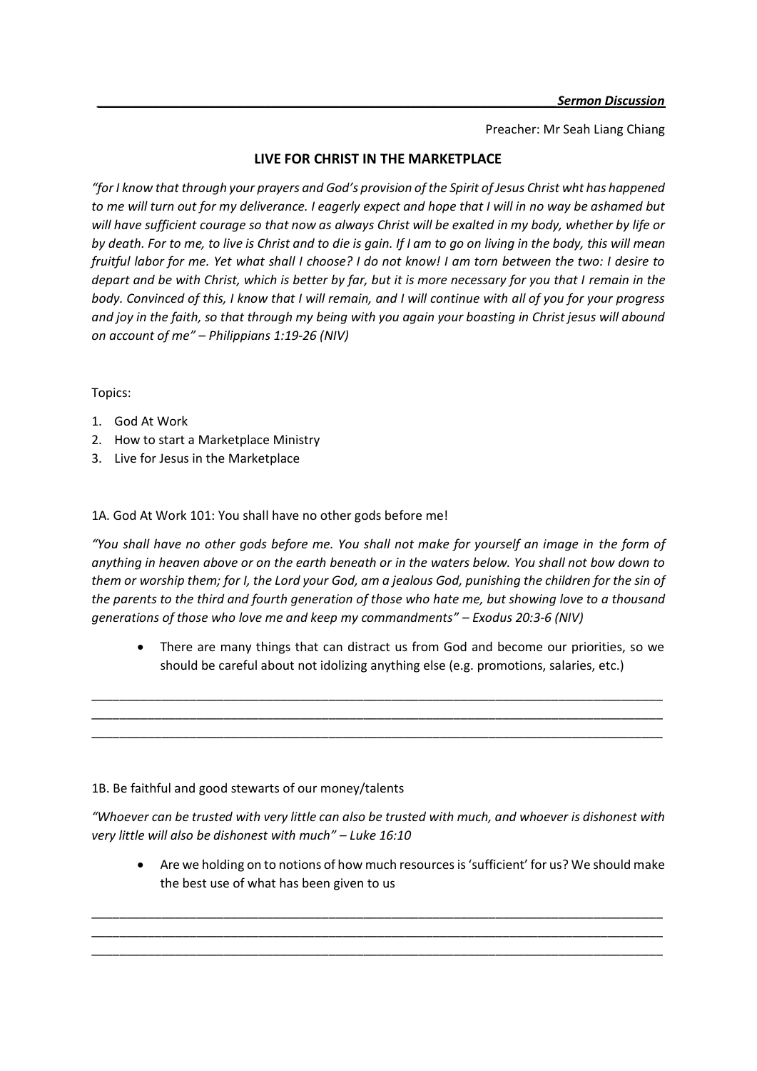***Sermon Discussion***

Preacher: Mr Seah Liang Chiang

# LIVE FOR CHRIST IN THE MARKETPLACE

*"for I know that through your prayers and God's provision of the Spirit of Jesus Christ wht has happened to me will turn out for my deliverance. I eagerly expect and hope that I will in no way be ashamed but will have sufficient courage so that now as always Christ will be exalted in my body, whether by life or by death. For to me, to live is Christ and to die is gain. If I am to go on living in the body, this will mean fruitful labor for me. Yet what shall I choose? I do not know! I am torn between the two: I desire to depart and be with Christ, which is better by far, but it is more necessary for you that I remain in the body. Convinced of this, I know that I will remain, and I will continue with all of you for your progress and joy in the faith, so that through my being with you again your boasting in Christ jesus will abound on account of me" – Philippians 1:19-26 (NIV)*

Topics:

1. God At Work
2. How to start a Marketplace Ministry
3. Live for Jesus in the Marketplace

1A. God At Work 101: You shall have no other gods before me!

*"You shall have no other gods before me. You shall not make for yourself an image in the form of anything in heaven above or on the earth beneath or in the waters below. You shall not bow down to them or worship them; for I, the Lord your God, am a jealous God, punishing the children for the sin of the parents to the third and fourth generation of those who hate me, but showing love to a thousand generations of those who love me and keep my commandments" – Exodus 20:3-6 (NIV)*

- There are many things that can distract us from God and become our priorities, so we should be careful about not idolizing anything else (e.g. promotions, salaries, etc.)

_____________________________________________________________________________________
_____________________________________________________________________________________
_____________________________________________________________________________________

1B. Be faithful and good stewarts of our money/talents

*"Whoever can be trusted with very little can also be trusted with much, and whoever is dishonest with very little will also be dishonest with much" – Luke 16:10*

- Are we holding on to notions of how much resources is 'sufficient' for us? We should make the best use of what has been given to us

_____________________________________________________________________________________
_____________________________________________________________________________________
_____________________________________________________________________________________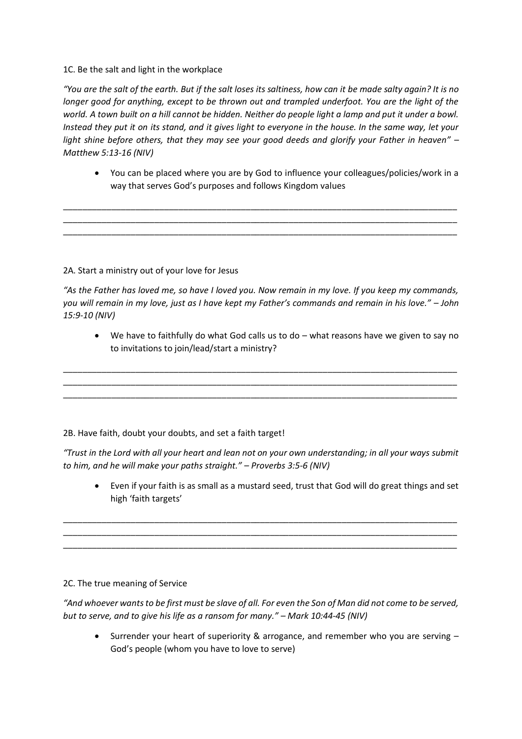1C. Be the salt and light in the workplace

*"You are the salt of the earth. But if the salt loses its saltiness, how can it be made salty again? It is no longer good for anything, except to be thrown out and trampled underfoot. You are the light of the world. A town built on a hill cannot be hidden. Neither do people light a lamp and put it under a bowl. Instead they put it on its stand, and it gives light to everyone in the house. In the same way, let your light shine before others, that they may see your good deeds and glorify your Father in heaven" – Matthew 5:13-16 (NIV)*

- You can be placed where you are by God to influence your colleagues/policies/work in a way that serves God's purposes and follows Kingdom values

\_\_\_\_\_\_\_\_\_\_\_\_\_\_\_\_\_\_\_\_\_\_\_\_\_\_\_\_\_\_\_\_\_\_\_\_\_\_\_\_\_\_\_\_\_\_\_\_\_\_\_\_\_\_\_\_\_\_\_\_\_\_\_\_\_\_\_\_\_\_\_\_\_\_\_\_\_\_
\_\_\_\_\_\_\_\_\_\_\_\_\_\_\_\_\_\_\_\_\_\_\_\_\_\_\_\_\_\_\_\_\_\_\_\_\_\_\_\_\_\_\_\_\_\_\_\_\_\_\_\_\_\_\_\_\_\_\_\_\_\_\_\_\_\_\_\_\_\_\_\_\_\_\_\_\_\_
\_\_\_\_\_\_\_\_\_\_\_\_\_\_\_\_\_\_\_\_\_\_\_\_\_\_\_\_\_\_\_\_\_\_\_\_\_\_\_\_\_\_\_\_\_\_\_\_\_\_\_\_\_\_\_\_\_\_\_\_\_\_\_\_\_\_\_\_\_\_\_\_\_\_\_\_\_\_

2A. Start a ministry out of your love for Jesus

*"As the Father has loved me, so have I loved you. Now remain in my love. If you keep my commands, you will remain in my love, just as I have kept my Father's commands and remain in his love." – John 15:9-10 (NIV)*

- We have to faithfully do what God calls us to do – what reasons have we given to say no to invitations to join/lead/start a ministry?

\_\_\_\_\_\_\_\_\_\_\_\_\_\_\_\_\_\_\_\_\_\_\_\_\_\_\_\_\_\_\_\_\_\_\_\_\_\_\_\_\_\_\_\_\_\_\_\_\_\_\_\_\_\_\_\_\_\_\_\_\_\_\_\_\_\_\_\_\_\_\_\_\_\_\_\_\_\_
\_\_\_\_\_\_\_\_\_\_\_\_\_\_\_\_\_\_\_\_\_\_\_\_\_\_\_\_\_\_\_\_\_\_\_\_\_\_\_\_\_\_\_\_\_\_\_\_\_\_\_\_\_\_\_\_\_\_\_\_\_\_\_\_\_\_\_\_\_\_\_\_\_\_\_\_\_\_
\_\_\_\_\_\_\_\_\_\_\_\_\_\_\_\_\_\_\_\_\_\_\_\_\_\_\_\_\_\_\_\_\_\_\_\_\_\_\_\_\_\_\_\_\_\_\_\_\_\_\_\_\_\_\_\_\_\_\_\_\_\_\_\_\_\_\_\_\_\_\_\_\_\_\_\_\_\_

2B. Have faith, doubt your doubts, and set a faith target!

*"Trust in the Lord with all your heart and lean not on your own understanding; in all your ways submit to him, and he will make your paths straight." – Proverbs 3:5-6 (NIV)*

- Even if your faith is as small as a mustard seed, trust that God will do great things and set high 'faith targets'

\_\_\_\_\_\_\_\_\_\_\_\_\_\_\_\_\_\_\_\_\_\_\_\_\_\_\_\_\_\_\_\_\_\_\_\_\_\_\_\_\_\_\_\_\_\_\_\_\_\_\_\_\_\_\_\_\_\_\_\_\_\_\_\_\_\_\_\_\_\_\_\_\_\_\_\_\_\_
\_\_\_\_\_\_\_\_\_\_\_\_\_\_\_\_\_\_\_\_\_\_\_\_\_\_\_\_\_\_\_\_\_\_\_\_\_\_\_\_\_\_\_\_\_\_\_\_\_\_\_\_\_\_\_\_\_\_\_\_\_\_\_\_\_\_\_\_\_\_\_\_\_\_\_\_\_\_
\_\_\_\_\_\_\_\_\_\_\_\_\_\_\_\_\_\_\_\_\_\_\_\_\_\_\_\_\_\_\_\_\_\_\_\_\_\_\_\_\_\_\_\_\_\_\_\_\_\_\_\_\_\_\_\_\_\_\_\_\_\_\_\_\_\_\_\_\_\_\_\_\_\_\_\_\_\_

2C. The true meaning of Service

*"And whoever wants to be first must be slave of all. For even the Son of Man did not come to be served, but to serve, and to give his life as a ransom for many." – Mark 10:44-45 (NIV)*

- Surrender your heart of superiority & arrogance, and remember who you are serving – God's people (whom you have to love to serve)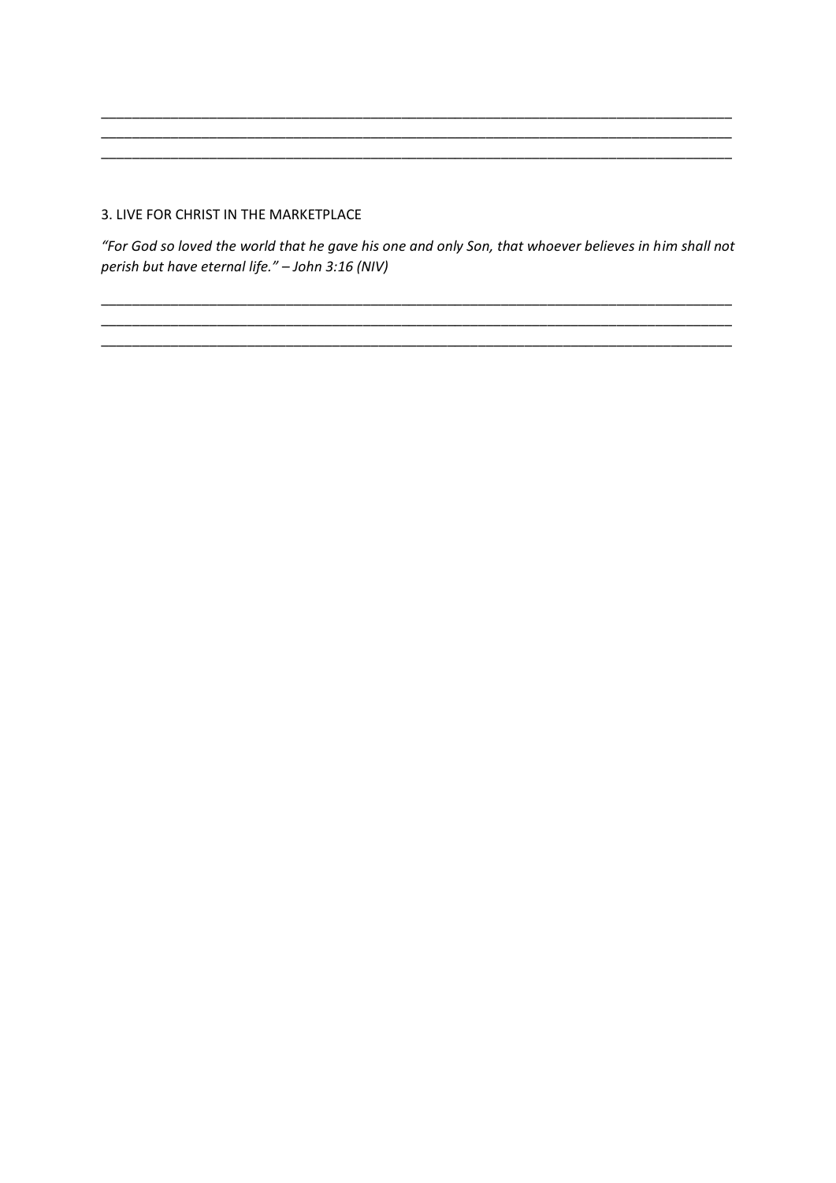\_\_\_\_\_\_\_\_\_\_\_\_\_\_\_\_\_\_\_\_\_\_\_\_\_\_\_\_\_\_\_\_\_\_\_\_\_\_\_\_\_\_\_\_\_\_\_\_\_\_\_\_\_\_\_\_\_\_\_\_\_\_\_\_\_\_\_\_\_\_\_\_\_\_\_\_\_\_\_\_\_\_

\_\_\_\_\_\_\_\_\_\_\_\_\_\_\_\_\_\_\_\_\_\_\_\_\_\_\_\_\_\_\_\_\_\_\_\_\_\_\_\_\_\_\_\_\_\_\_\_\_\_\_\_\_\_\_\_\_\_\_\_\_\_\_\_\_\_\_\_\_\_\_\_\_\_\_\_\_\_\_\_\_\_

\_\_\_\_\_\_\_\_\_\_\_\_\_\_\_\_\_\_\_\_\_\_\_\_\_\_\_\_\_\_\_\_\_\_\_\_\_\_\_\_\_\_\_\_\_\_\_\_\_\_\_\_\_\_\_\_\_\_\_\_\_\_\_\_\_\_\_\_\_\_\_\_\_\_\_\_\_\_\_\_\_\_

3. LIVE FOR CHRIST IN THE MARKETPLACE

*"For God so loved the world that he gave his one and only Son, that whoever believes in him shall not perish but have eternal life." – John 3:16 (NIV)*

\_\_\_\_\_\_\_\_\_\_\_\_\_\_\_\_\_\_\_\_\_\_\_\_\_\_\_\_\_\_\_\_\_\_\_\_\_\_\_\_\_\_\_\_\_\_\_\_\_\_\_\_\_\_\_\_\_\_\_\_\_\_\_\_\_\_\_\_\_\_\_\_\_\_\_\_\_\_\_\_\_\_

\_\_\_\_\_\_\_\_\_\_\_\_\_\_\_\_\_\_\_\_\_\_\_\_\_\_\_\_\_\_\_\_\_\_\_\_\_\_\_\_\_\_\_\_\_\_\_\_\_\_\_\_\_\_\_\_\_\_\_\_\_\_\_\_\_\_\_\_\_\_\_\_\_\_\_\_\_\_\_\_\_\_

\_\_\_\_\_\_\_\_\_\_\_\_\_\_\_\_\_\_\_\_\_\_\_\_\_\_\_\_\_\_\_\_\_\_\_\_\_\_\_\_\_\_\_\_\_\_\_\_\_\_\_\_\_\_\_\_\_\_\_\_\_\_\_\_\_\_\_\_\_\_\_\_\_\_\_\_\_\_\_\_\_\_